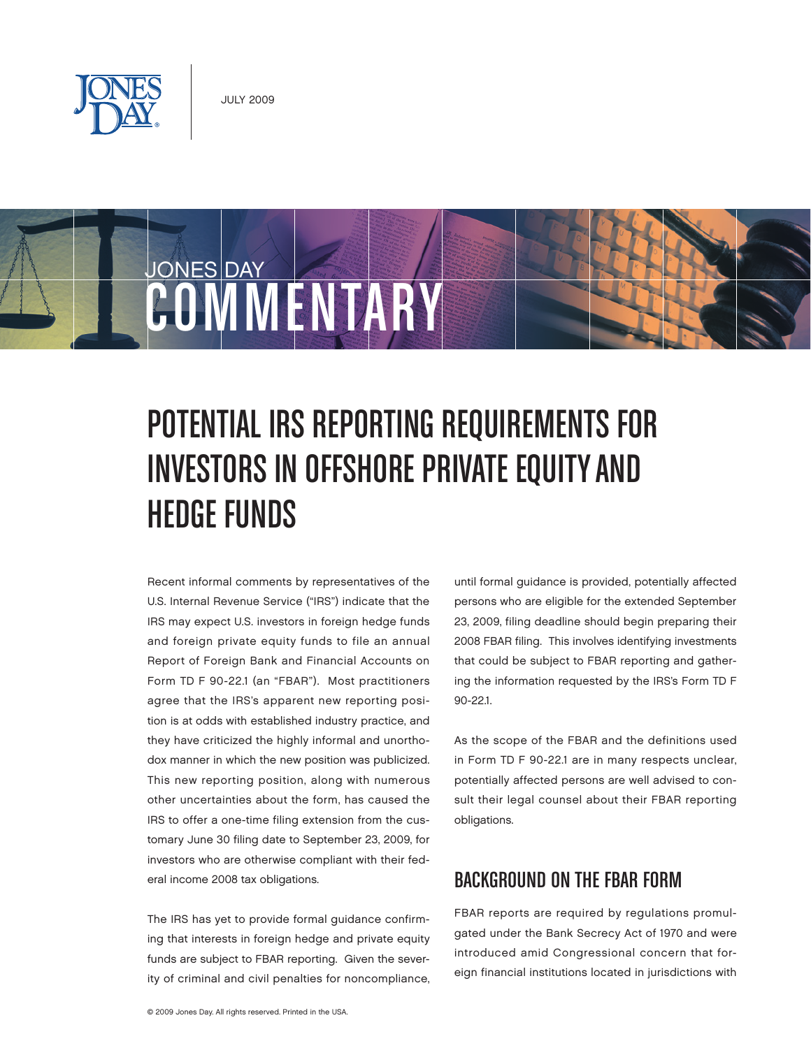JULY 2009

# JONES DAY COMMENTARY

# POTENTIAL IRS REPORTING REQUIREMENTS FOR INVESTORS IN OFFSHORE PRIVATE EQUITY AND HEDGE FUNDS

Recent informal comments by representatives of the U.S. Internal Revenue Service ("IRS") indicate that the IRS may expect U.S. investors in foreign hedge funds and foreign private equity funds to file an annual Report of Foreign Bank and Financial Accounts on Form TD F 90-22.1 (an "FBAR"). Most practitioners agree that the IRS's apparent new reporting position is at odds with established industry practice, and they have criticized the highly informal and unorthodox manner in which the new position was publicized. This new reporting position, along with numerous other uncertainties about the form, has caused the IRS to offer a one-time filing extension from the customary June 30 filing date to September 23, 2009, for investors who are otherwise compliant with their federal income 2008 tax obligations.

The IRS has yet to provide formal guidance confirming that interests in foreign hedge and private equity funds are subject to FBAR reporting. Given the severity of criminal and civil penalties for noncompliance, until formal guidance is provided, potentially affected persons who are eligible for the extended September 23, 2009, filing deadline should begin preparing their 2008 FBAR filing. This involves identifying investments that could be subject to FBAR reporting and gathering the information requested by the IRS's Form TD F 90-22.1.

As the scope of the FBAR and the definitions used in Form TD F 90-22.1 are in many respects unclear, potentially affected persons are well advised to consult their legal counsel about their FBAR reporting obligations.

## BACKGROUND ON THE FBAR FORM

FBAR reports are required by regulations promulgated under the Bank Secrecy Act of 1970 and were introduced amid Congressional concern that foreign financial institutions located in jurisdictions with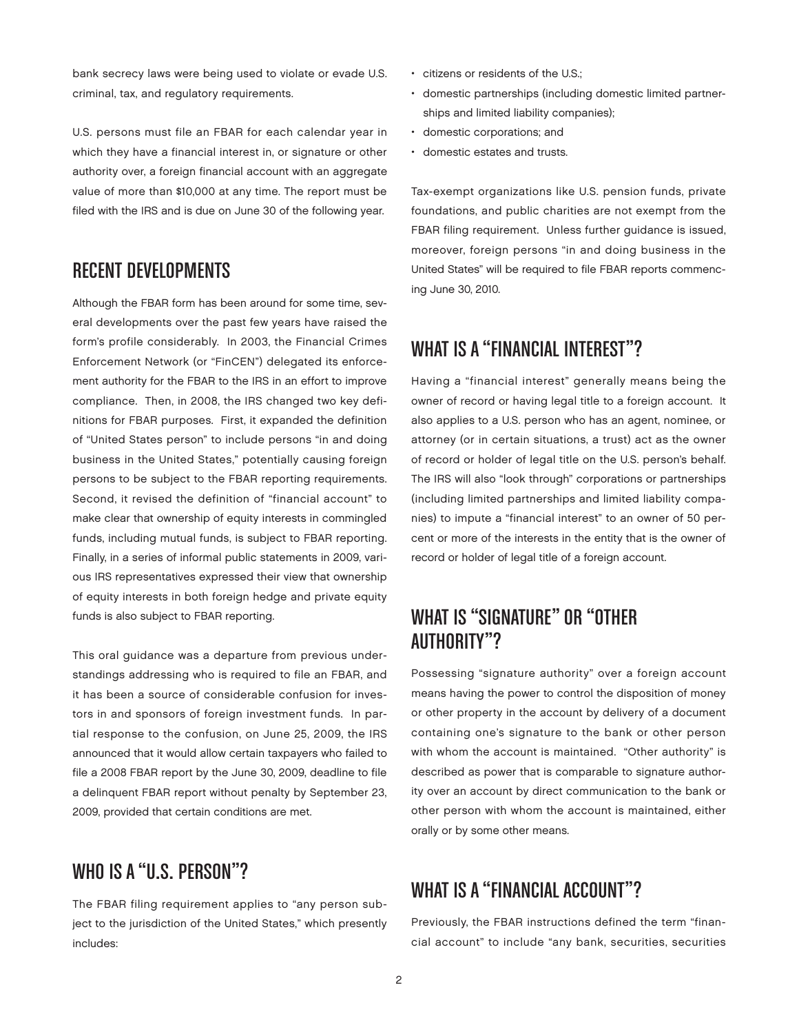bank secrecy laws were being used to violate or evade U.S. criminal, tax, and regulatory requirements.

U.S. persons must file an FBAR for each calendar year in which they have a financial interest in, or signature or other authority over, a foreign financial account with an aggregate value of more than $10,000 at any time. The report must be filed with the IRS and is due on June 30 of the following year.

## RECENT DEVELOPMENTS

Although the FBAR form has been around for some time, several developments over the past few years have raised the form's profile considerably. In 2003, the Financial Crimes Enforcement Network (or "FinCEN") delegated its enforcement authority for the FBAR to the IRS in an effort to improve compliance. Then, in 2008, the IRS changed two key definitions for FBAR purposes. First, it expanded the definition of "United States person" to include persons "in and doing business in the United States," potentially causing foreign persons to be subject to the FBAR reporting requirements. Second, it revised the definition of "financial account" to make clear that ownership of equity interests in commingled funds, including mutual funds, is subject to FBAR reporting. Finally, in a series of informal public statements in 2009, various IRS representatives expressed their view that ownership of equity interests in both foreign hedge and private equity funds is also subject to FBAR reporting.

This oral guidance was a departure from previous understandings addressing who is required to file an FBAR, and it has been a source of considerable confusion for investors in and sponsors of foreign investment funds. In partial response to the confusion, on June 25, 2009, the IRS announced that it would allow certain taxpayers who failed to file a 2008 FBAR report by the June 30, 2009, deadline to file a delinquent FBAR report without penalty by September 23, 2009, provided that certain conditions are met.

## WHO IS A "U.S. PERSON"?

The FBAR filing requirement applies to "any person subject to the jurisdiction of the United States," which presently includes:

- citizens or residents of the U.S.;
- domestic partnerships (including domestic limited partnerships and limited liability companies);
- domestic corporations; and
- domestic estates and trusts.

Tax-exempt organizations like U.S. pension funds, private foundations, and public charities are not exempt from the FBAR filing requirement. Unless further guidance is issued, moreover, foreign persons "in and doing business in the United States" will be required to file FBAR reports commencing June 30, 2010.

## WHAT IS A "FINANCIAL INTEREST"?

Having a "financial interest" generally means being the owner of record or having legal title to a foreign account. It also applies to a U.S. person who has an agent, nominee, or attorney (or in certain situations, a trust) act as the owner of record or holder of legal title on the U.S. person's behalf. The IRS will also "look through" corporations or partnerships (including limited partnerships and limited liability companies) to impute a "financial interest" to an owner of 50 percent or more of the interests in the entity that is the owner of record or holder of legal title of a foreign account.

## WHAT IS "SIGNATURE" OR "OTHER AUTHORITY"?

Possessing "signature authority" over a foreign account means having the power to control the disposition of money or other property in the account by delivery of a document containing one's signature to the bank or other person with whom the account is maintained. "Other authority" is described as power that is comparable to signature authority over an account by direct communication to the bank or other person with whom the account is maintained, either orally or by some other means.

## WHAT IS A "FINANCIAL ACCOUNT"?

Previously, the FBAR instructions defined the term "financial account" to include "any bank, securities, securities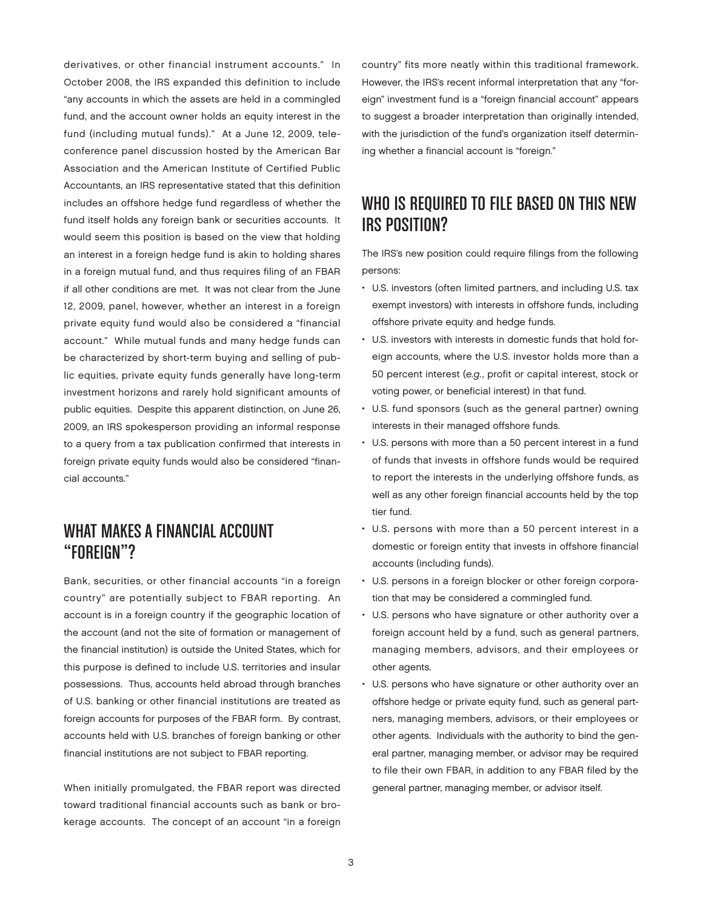derivatives, or other financial instrument accounts." In October 2008, the IRS expanded this definition to include "any accounts in which the assets are held in a commingled fund, and the account owner holds an equity interest in the fund (including mutual funds)." At a June 12, 2009, teleconference panel discussion hosted by the American Bar Association and the American Institute of Certified Public Accountants, an IRS representative stated that this definition includes an offshore hedge fund regardless of whether the fund itself holds any foreign bank or securities accounts. It would seem this position is based on the view that holding an interest in a foreign hedge fund is akin to holding shares in a foreign mutual fund, and thus requires filing of an FBAR if all other conditions are met. It was not clear from the June 12, 2009, panel, however, whether an interest in a foreign private equity fund would also be considered a "financial account." While mutual funds and many hedge funds can be characterized by short-term buying and selling of public equities, private equity funds generally have long-term investment horizons and rarely hold significant amounts of public equities. Despite this apparent distinction, on June 26, 2009, an IRS spokesperson providing an informal response to a query from a tax publication confirmed that interests in foreign private equity funds would also be considered "financial accounts."

## WHAT MAKES A FINANCIAL ACCOUNT "FOREIGN"?

Bank, securities, or other financial accounts "in a foreign country" are potentially subject to FBAR reporting. An account is in a foreign country if the geographic location of the account (and not the site of formation or management of the financial institution) is outside the United States, which for this purpose is defined to include U.S. territories and insular possessions. Thus, accounts held abroad through branches of U.S. banking or other financial institutions are treated as foreign accounts for purposes of the FBAR form. By contrast, accounts held with U.S. branches of foreign banking or other financial institutions are not subject to FBAR reporting.

When initially promulgated, the FBAR report was directed toward traditional financial accounts such as bank or brokerage accounts. The concept of an account "in a foreign country" fits more neatly within this traditional framework. However, the IRS's recent informal interpretation that any "foreign" investment fund is a "foreign financial account" appears to suggest a broader interpretation than originally intended, with the jurisdiction of the fund's organization itself determining whether a financial account is "foreign."

## WHO IS REQUIRED TO FILE BASED ON THIS NEW IRS POSITION?

The IRS's new position could require filings from the following persons:

- U.S. investors (often limited partners, and including U.S. tax exempt investors) with interests in offshore funds, including offshore private equity and hedge funds.
- U.S. investors with interests in domestic funds that hold foreign accounts, where the U.S. investor holds more than a 50 percent interest (*e.g.*, profit or capital interest, stock or voting power, or beneficial interest) in that fund.
- U.S. fund sponsors (such as the general partner) owning interests in their managed offshore funds.
- U.S. persons with more than a 50 percent interest in a fund of funds that invests in offshore funds would be required to report the interests in the underlying offshore funds, as well as any other foreign financial accounts held by the top tier fund.
- U.S. persons with more than a 50 percent interest in a domestic or foreign entity that invests in offshore financial accounts (including funds).
- U.S. persons in a foreign blocker or other foreign corporation that may be considered a commingled fund.
- U.S. persons who have signature or other authority over a foreign account held by a fund, such as general partners, managing members, advisors, and their employees or other agents.
- U.S. persons who have signature or other authority over an offshore hedge or private equity fund, such as general partners, managing members, advisors, or their employees or other agents. Individuals with the authority to bind the general partner, managing member, or advisor may be required to file their own FBAR, in addition to any FBAR filed by the general partner, managing member, or advisor itself.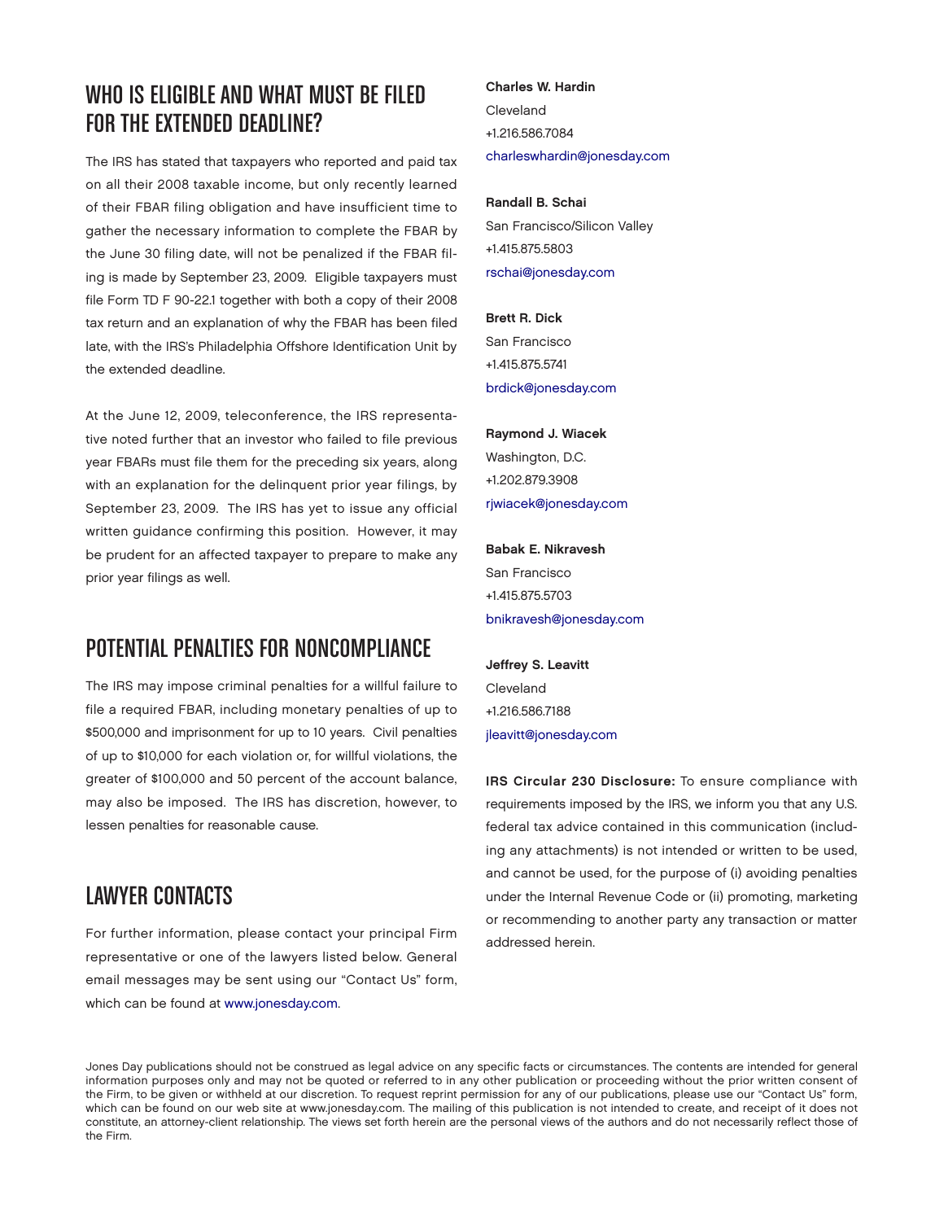## WHO IS ELIGIBLE AND WHAT MUST BE FILED FOR THE EXTENDED DEADLINE?

The IRS has stated that taxpayers who reported and paid tax on all their 2008 taxable income, but only recently learned of their FBAR filing obligation and have insufficient time to gather the necessary information to complete the FBAR by the June 30 filing date, will not be penalized if the FBAR filing is made by September 23, 2009. Eligible taxpayers must file Form TD F 90-22.1 together with both a copy of their 2008 tax return and an explanation of why the FBAR has been filed late, with the IRS's Philadelphia Offshore Identification Unit by the extended deadline.

At the June 12, 2009, teleconference, the IRS representative noted further that an investor who failed to file previous year FBARs must file them for the preceding six years, along with an explanation for the delinquent prior year filings, by September 23, 2009. The IRS has yet to issue any official written guidance confirming this position. However, it may be prudent for an affected taxpayer to prepare to make any prior year filings as well.

## POTENTIAL PENALTIES FOR NONCOMPLIANCE

The IRS may impose criminal penalties for a willful failure to file a required FBAR, including monetary penalties of up to $500,000 and imprisonment for up to 10 years. Civil penalties of up to $10,000 for each violation or, for willful violations, the greater of $100,000 and 50 percent of the account balance, may also be imposed. The IRS has discretion, however, to lessen penalties for reasonable cause.

## LAWYER CONTACTS

For further information, please contact your principal Firm representative or one of the lawyers listed below. General email messages may be sent using our "Contact Us" form, which can be found at www.jonesday.com.

**Charles W. Hardin**
Cleveland
+1.216.586.7084
charleswhardin@jonesday.com

**Randall B. Schai**
San Francisco/Silicon Valley
+1.415.875.5803
rschai@jonesday.com

**Brett R. Dick**
San Francisco
+1.415.875.5741
brdick@jonesday.com

**Raymond J. Wiacek**
Washington, D.C.
+1.202.879.3908
rjwiacek@jonesday.com

**Babak E. Nikravesh**
San Francisco
+1.415.875.5703
bnikravesh@jonesday.com

**Jeffrey S. Leavitt**
Cleveland
+1.216.586.7188
jleavitt@jonesday.com

**IRS Circular 230 Disclosure:** To ensure compliance with requirements imposed by the IRS, we inform you that any U.S. federal tax advice contained in this communication (including any attachments) is not intended or written to be used, and cannot be used, for the purpose of (i) avoiding penalties under the Internal Revenue Code or (ii) promoting, marketing or recommending to another party any transaction or matter addressed herein.

Jones Day publications should not be construed as legal advice on any specific facts or circumstances. The contents are intended for general information purposes only and may not be quoted or referred to in any other publication or proceeding without the prior written consent of the Firm, to be given or withheld at our discretion. To request reprint permission for any of our publications, please use our "Contact Us" form, which can be found on our web site at www.jonesday.com. The mailing of this publication is not intended to create, and receipt of it does not constitute, an attorney-client relationship. The views set forth herein are the personal views of the authors and do not necessarily reflect those of the Firm.